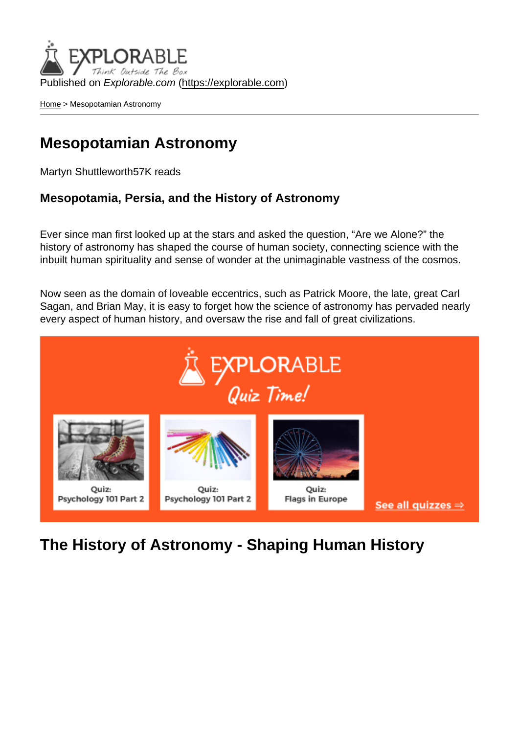Published on *Explorable.com* (https://explorable.com)

Home > Mesopotamian Astronomy

# Mesopotamian Astronomy

Martyn Shuttleworth57K reads

### Mesopotamia, Persia, and the History of Astronomy

Ever since man first looked up at the stars and asked the question, "Are we Alone?" the history of astronomy has shaped the course of human society, connecting science with the inbuilt human spirituality and sense of wonder at the unimaginable vastness of the cosmos.

Now seen as the domain of loveable eccentrics, such as Patrick Moore, the late, great Carl Sagan, and Brian May, it is easy to forget how the science of astronomy has pervaded nearly every aspect of human history, and oversaw the rise and fall of great civilizations.

## The History of Astronomy - Shaping Human History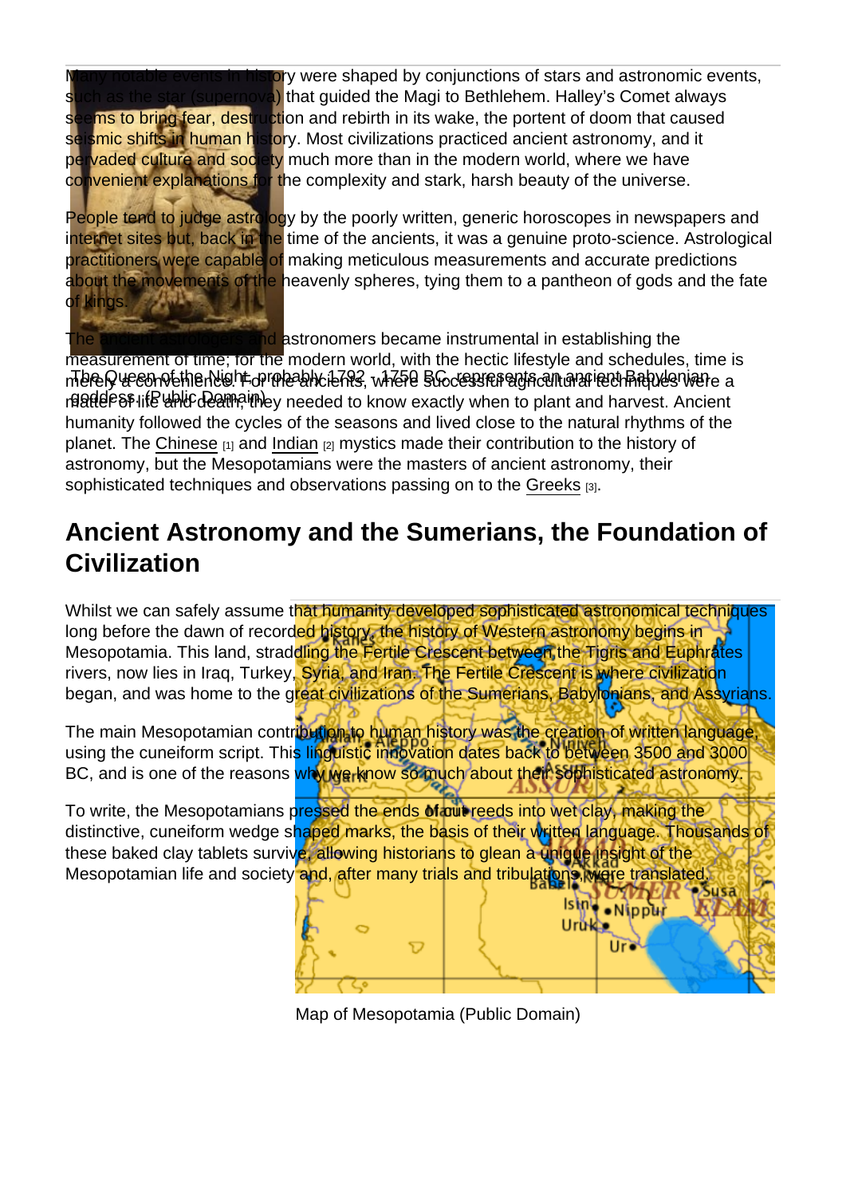Many notable events in history were shaped by conjunctions of stars and astronomic events, such as the star (supernova) that guided the Magi to Bethlehem. Halley's Comet always seems to bring fear, destruction and rebirth in its wake, the portent of doom that caused seismic shifts in human history. Most civilizations practiced ancient astronomy, and it pervaded culture and society much more than in the modern world, where we have convenient explanations for the complexity and stark, harsh beauty of the universe.

People tend to judge astrology by the poorly written, generic horoscopes in newspapers and internet sites but, back in the time of the ancients, it was a genuine proto-science. Astrological practitioners were capable of making meticulous measurements and accurate predictions about the movements of the heavenly spheres, tying them to a pantheon of gods and the fate of kings.

The Queen of the Night, probably 1792 - 1750 BC, represents an ancient Babylonian goddess of life and death. (Public Domain)

The ancient astrologers and astronomers became instrumental in establishing the measurement of time; for the modern world, with the hectic lifestyle and schedules, time is merely a convenience. For the ancients, where successful agricultural techniques were a matter of life and death, they needed to know exactly when to plant and harvest. Ancient humanity followed the cycles of the seasons and lived close to the natural rhythms of the planet. The Chinese [1] and Indian [2] mystics made their contribution to the history of astronomy, but the Mesopotamians were the masters of ancient astronomy, their sophisticated techniques and observations passing on to the Greeks [3].

## Ancient Astronomy and the Sumerians, the Foundation of Civilization

Whilst we can safely assume that humanity developed sophisticated astronomical techniques long before the dawn of recorded history, the history of Western astronomy begins in Mesopotamia. This land, straddling the Fertile Crescent between the Tigris and Euphrates rivers, now lies in Iraq, Turkey, Syria, and Iran. The Fertile Crescent is where civilization began, and was home to the great civilizations of the Sumerians, Babylonians, and Assyrians.

The main Mesopotamian contribution to human history was the creation of written language, using the cuneiform script. This linguistic innovation dates back to between 3500 and 3000 BC, and is one of the reasons why we know so much about their sophisticated astronomy.

To write, the Mesopotamians pressed the ends of cut reeds into wet clay, making the distinctive, cuneiform wedge shaped marks, the basis of their written language. Thousands of these baked clay tablets survive, allowing historians to glean a unique insight of the Mesopotamian life and society and, after many trials and tribulations, were translated.

Map of Mesopotamia (Public Domain)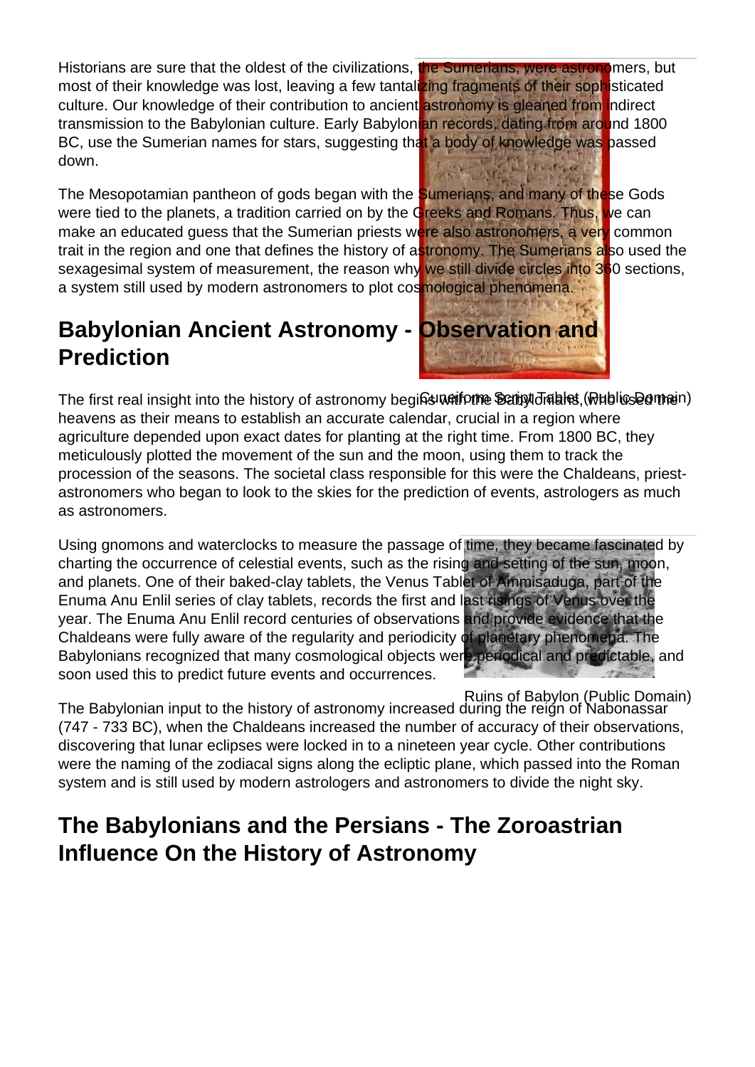Historians are sure that the oldest of the civilizations, the Sumerians, were astronomers, but most of their knowledge was lost, leaving a few tantalizing fragments of their sophisticated culture. Our knowledge of their contribution to ancient astronomy is gleaned from indirect transmission to the Babylonian culture. Early Babylonian records, dating from around 1800 BC, use the Sumerian names for stars, suggesting that a body of knowledge was passed down.

The Mesopotamian pantheon of gods began with the Sumerians, and many of these Gods were tied to the planets, a tradition carried on by the Greeks and Romans. Thus, we can make an educated guess that the Sumerian priests were also astronomers, a very common trait in the region and one that defines the history of astronomy. The Sumerians also used the sexagesimal system of measurement, the reason why we still divide circles into 360 sections, a system still used by modern astronomers to plot cosmological phenomena.

## Babylonian Ancient Astronomy - Observation and Prediction

Cuneiform Script Tablet (Public Domain)

The first real insight into the history of astronomy begins with the Babylonians, who used the heavens as their means to establish an accurate calendar, crucial in a region where agriculture depended upon exact dates for planting at the right time. From 1800 BC, they meticulously plotted the movement of the sun and the moon, using them to track the procession of the seasons. The societal class responsible for this were the Chaldeans, priest-astronomers who began to look to the skies for the prediction of events, astrologers as much as astronomers.

Using gnomons and waterclocks to measure the passage of time, they became fascinated by charting the occurrence of celestial events, such as the rising and setting of the sun, moon, and planets. One of their baked-clay tablets, the Venus Tablet of Ammisaduga, part of the Enuma Anu Enlil series of clay tablets, records the first and last risings of Venus over the year. The Enuma Anu Enlil record centuries of observations and provide evidence that the Chaldeans were fully aware of the regularity and periodicity of planetary phenomena. The Babylonians recognized that many cosmological objects were periodical and predictable, and soon used this to predict future events and occurrences.

Ruins of Babylon (Public Domain)

The Babylonian input to the history of astronomy increased during the reign of Nabonassar (747 - 733 BC), when the Chaldeans increased the number of accuracy of their observations, discovering that lunar eclipses were locked in to a nineteen year cycle. Other contributions were the naming of the zodiacal signs along the ecliptic plane, which passed into the Roman system and is still used by modern astrologers and astronomers to divide the night sky.

## The Babylonians and the Persians - The Zoroastrian Influence On the History of Astronomy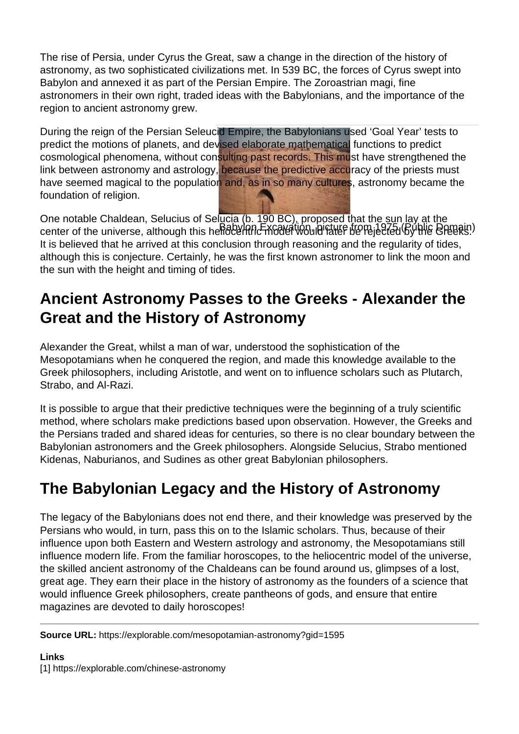The rise of Persia, under Cyrus the Great, saw a change in the direction of the history of astronomy, as two sophisticated civilizations met. In 539 BC, the forces of Cyrus swept into Babylon and annexed it as part of the Persian Empire. The Zoroastrian magi, fine astronomers in their own right, traded ideas with the Babylonians, and the importance of the region to ancient astronomy grew.

During the reign of the Persian Seleucid Empire, the Babylonians used 'Goal Year' tests to predict the motions of planets, and devised elaborate mathematical functions to predict cosmological phenomena, without consulting past records. This must have strengthened the link between astronomy and astrology, because the predictive accuracy of the priests must have seemed magical to the population and, as in so many cultures, astronomy became the foundation of religion.

Babylon Excavation, picture from 1975 (Public Domain)

One notable Chaldean, Selucius of Selucia (b. 190 BC), proposed that the sun lay at the center of the universe, although this heliocentric model would later be rejected by the Greeks. It is believed that he arrived at this conclusion through reasoning and the regularity of tides, although this is conjecture. Certainly, he was the first known astronomer to link the moon and the sun with the height and timing of tides.

## Ancient Astronomy Passes to the Greeks - Alexander the Great and the History of Astronomy

Alexander the Great, whilst a man of war, understood the sophistication of the Mesopotamians when he conquered the region, and made this knowledge available to the Greek philosophers, including Aristotle, and went on to influence scholars such as Plutarch, Strabo, and Al-Razi.

It is possible to argue that their predictive techniques were the beginning of a truly scientific method, where scholars make predictions based upon observation. However, the Greeks and the Persians traded and shared ideas for centuries, so there is no clear boundary between the Babylonian astronomers and the Greek philosophers. Alongside Selucius, Strabo mentioned Kidenas, Naburianos, and Sudines as other great Babylonian philosophers.

## The Babylonian Legacy and the History of Astronomy

The legacy of the Babylonians does not end there, and their knowledge was preserved by the Persians who would, in turn, pass this on to the Islamic scholars. Thus, because of their influence upon both Eastern and Western astrology and astronomy, the Mesopotamians still influence modern life. From the familiar horoscopes, to the heliocentric model of the universe, the skilled ancient astronomy of the Chaldeans can be found around us, glimpses of a lost, great age. They earn their place in the history of astronomy as the founders of a science that would influence Greek philosophers, create pantheons of gods, and ensure that entire magazines are devoted to daily horoscopes!

---

**Source URL:** https://explorable.com/mesopotamian-astronomy?gid=1595

**Links**
[1] https://explorable.com/chinese-astronomy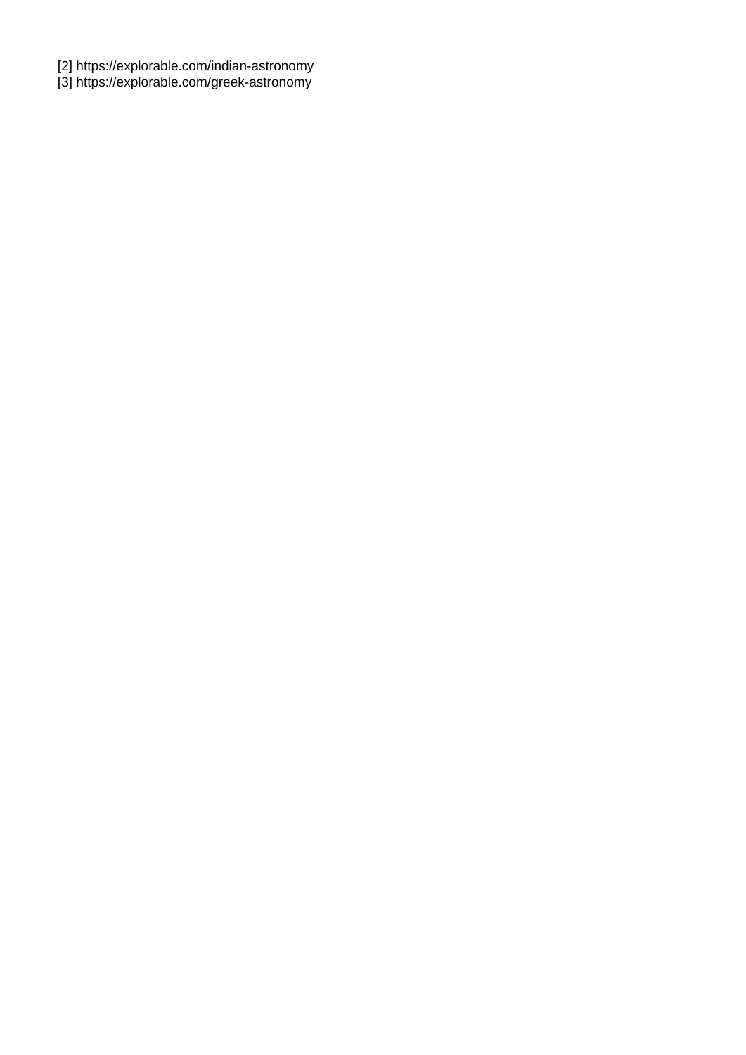[2] https://explorable.com/indian-astronomy
[3] https://explorable.com/greek-astronomy